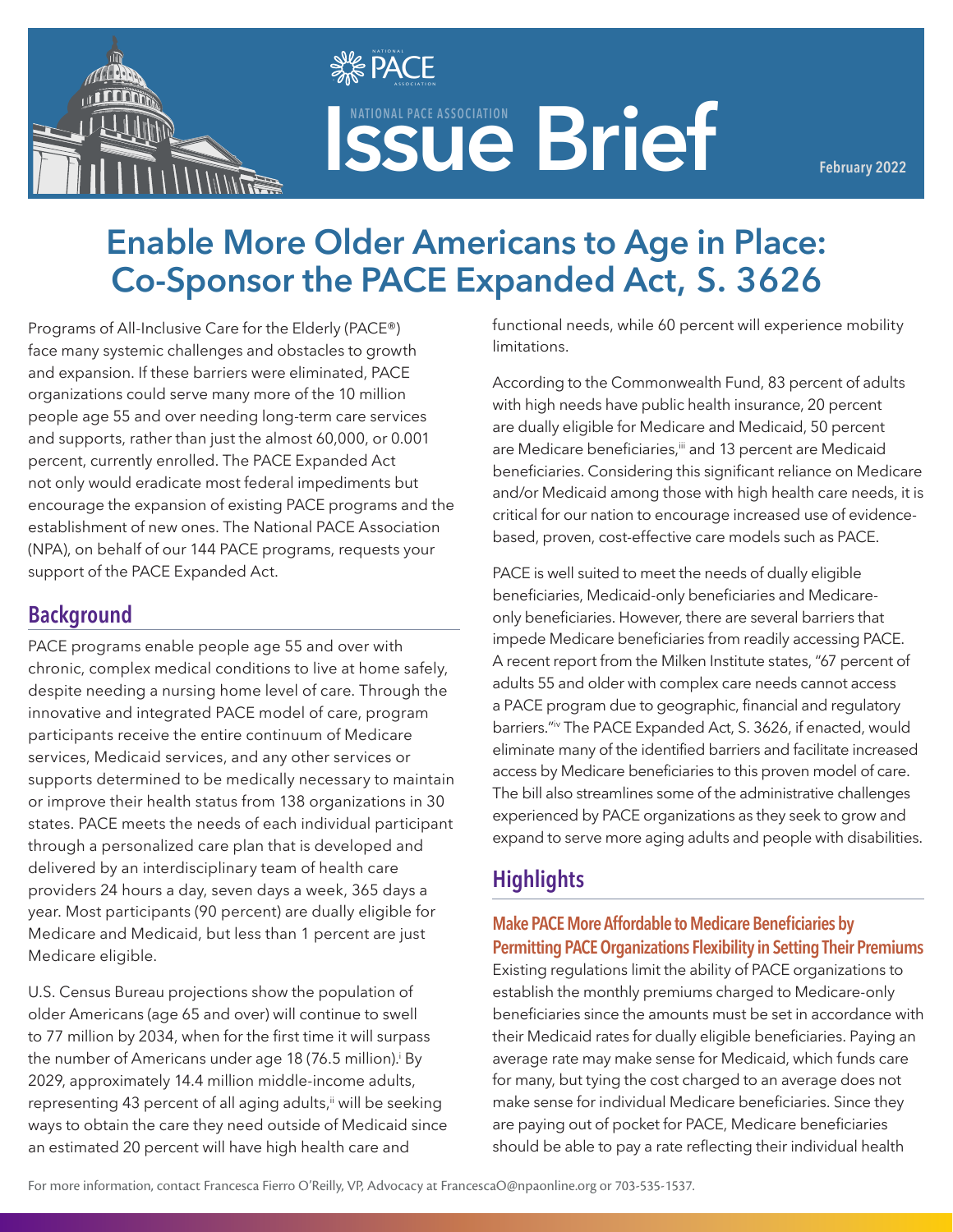NATIONAL PACE ASSOCIATION

# Issue Brief

February 2022

# Enable More Older Americans to Age in Place: Co-Sponsor the PACE Expanded Act, S. 3626

Programs of All-Inclusive Care for the Elderly (PACE®) face many systemic challenges and obstacles to growth and expansion. If these barriers were eliminated, PACE organizations could serve many more of the 10 million people age 55 and over needing long-term care services and supports, rather than just the almost 60,000, or 0.001 percent, currently enrolled. The PACE Expanded Act not only would eradicate most federal impediments but encourage the expansion of existing PACE programs and the establishment of new ones. The National PACE Association (NPA), on behalf of our 144 PACE programs, requests your support of the PACE Expanded Act.

## Background

PACE programs enable people age 55 and over with chronic, complex medical conditions to live at home safely, despite needing a nursing home level of care. Through the innovative and integrated PACE model of care, program participants receive the entire continuum of Medicare services, Medicaid services, and any other services or supports determined to be medically necessary to maintain or improve their health status from 138 organizations in 30 states. PACE meets the needs of each individual participant through a personalized care plan that is developed and delivered by an interdisciplinary team of health care providers 24 hours a day, seven days a week, 365 days a year. Most participants (90 percent) are dually eligible for Medicare and Medicaid, but less than 1 percent are just Medicare eligible.

U.S. Census Bureau projections show the population of older Americans (age 65 and over) will continue to swell to 77 million by 2034, when for the first time it will surpass the number of Americans under age 18 (76.5 million).[i] By 2029, approximately 14.4 million middle-income adults, representing 43 percent of all aging adults,[ii] will be seeking ways to obtain the care they need outside of Medicaid since an estimated 20 percent will have high health care and functional needs, while 60 percent will experience mobility limitations.

According to the Commonwealth Fund, 83 percent of adults with high needs have public health insurance, 20 percent are dually eligible for Medicare and Medicaid, 50 percent are Medicare beneficiaries,[iii] and 13 percent are Medicaid beneficiaries. Considering this significant reliance on Medicare and/or Medicaid among those with high health care needs, it is critical for our nation to encourage increased use of evidence-based, proven, cost-effective care models such as PACE.

PACE is well suited to meet the needs of dually eligible beneficiaries, Medicaid-only beneficiaries and Medicare-only beneficiaries. However, there are several barriers that impede Medicare beneficiaries from readily accessing PACE. A recent report from the Milken Institute states, "67 percent of adults 55 and older with complex care needs cannot access a PACE program due to geographic, financial and regulatory barriers."[iv] The PACE Expanded Act, S. 3626, if enacted, would eliminate many of the identified barriers and facilitate increased access by Medicare beneficiaries to this proven model of care. The bill also streamlines some of the administrative challenges experienced by PACE organizations as they seek to grow and expand to serve more aging adults and people with disabilities.

## Highlights

### Make PACE More Affordable to Medicare Beneficiaries by Permitting PACE Organizations Flexibility in Setting Their Premiums

Existing regulations limit the ability of PACE organizations to establish the monthly premiums charged to Medicare-only beneficiaries since the amounts must be set in accordance with their Medicaid rates for dually eligible beneficiaries. Paying an average rate may make sense for Medicaid, which funds care for many, but tying the cost charged to an average does not make sense for individual Medicare beneficiaries. Since they are paying out of pocket for PACE, Medicare beneficiaries should be able to pay a rate reflecting their individual health

For more information, contact Francesca Fierro O'Reilly, VP, Advocacy at FrancescaO@npaonline.org or 703-535-1537.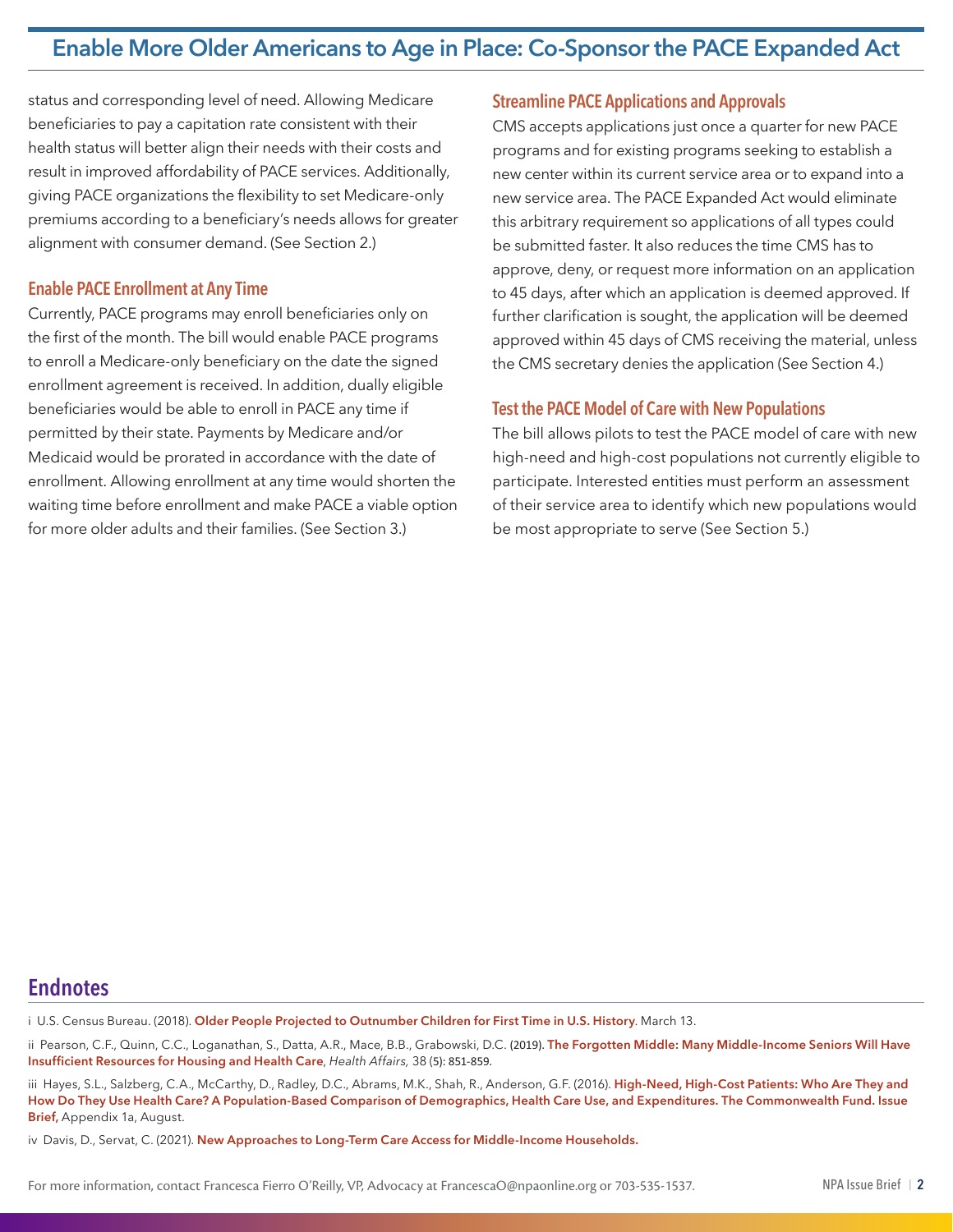status and corresponding level of need. Allowing Medicare beneficiaries to pay a capitation rate consistent with their health status will better align their needs with their costs and result in improved affordability of PACE services. Additionally, giving PACE organizations the flexibility to set Medicare-only premiums according to a beneficiary's needs allows for greater alignment with consumer demand. (See Section 2.)

### Enable PACE Enrollment at Any Time

Currently, PACE programs may enroll beneficiaries only on the first of the month. The bill would enable PACE programs to enroll a Medicare-only beneficiary on the date the signed enrollment agreement is received. In addition, dually eligible beneficiaries would be able to enroll in PACE any time if permitted by their state. Payments by Medicare and/or Medicaid would be prorated in accordance with the date of enrollment. Allowing enrollment at any time would shorten the waiting time before enrollment and make PACE a viable option for more older adults and their families. (See Section 3.)

### Streamline PACE Applications and Approvals

CMS accepts applications just once a quarter for new PACE programs and for existing programs seeking to establish a new center within its current service area or to expand into a new service area. The PACE Expanded Act would eliminate this arbitrary requirement so applications of all types could be submitted faster. It also reduces the time CMS has to approve, deny, or request more information on an application to 45 days, after which an application is deemed approved. If further clarification is sought, the application will be deemed approved within 45 days of CMS receiving the material, unless the CMS secretary denies the application (See Section 4.)

### Test the PACE Model of Care with New Populations

The bill allows pilots to test the PACE model of care with new high-need and high-cost populations not currently eligible to participate. Interested entities must perform an assessment of their service area to identify which new populations would be most appropriate to serve (See Section 5.)

## Endnotes

i U.S. Census Bureau. (2018). **Older People Projected to Outnumber Children for First Time in U.S. History**. March 13.

ii Pearson, C.F., Quinn, C.C., Loganathan, S., Datta, A.R., Mace, B.B., Grabowski, D.C. (2019). **The Forgotten Middle: Many Middle-Income Seniors Will Have Insufficient Resources for Housing and Health Care**, *Health Affairs,* 38 (5): 851-859.

iii Hayes, S.L., Salzberg, C.A., McCarthy, D., Radley, D.C., Abrams, M.K., Shah, R., Anderson, G.F. (2016). **High-Need, High-Cost Patients: Who Are They and How Do They Use Health Care? A Population-Based Comparison of Demographics, Health Care Use, and Expenditures. The Commonwealth Fund. Issue Brief,** Appendix 1a, August.

iv Davis, D., Servat, C. (2021). **New Approaches to Long-Term Care Access for Middle-Income Households.**

For more information, contact Francesca Fierro O'Reilly, VP, Advocacy at FrancescaO@npaonline.org or 703-535-1537.